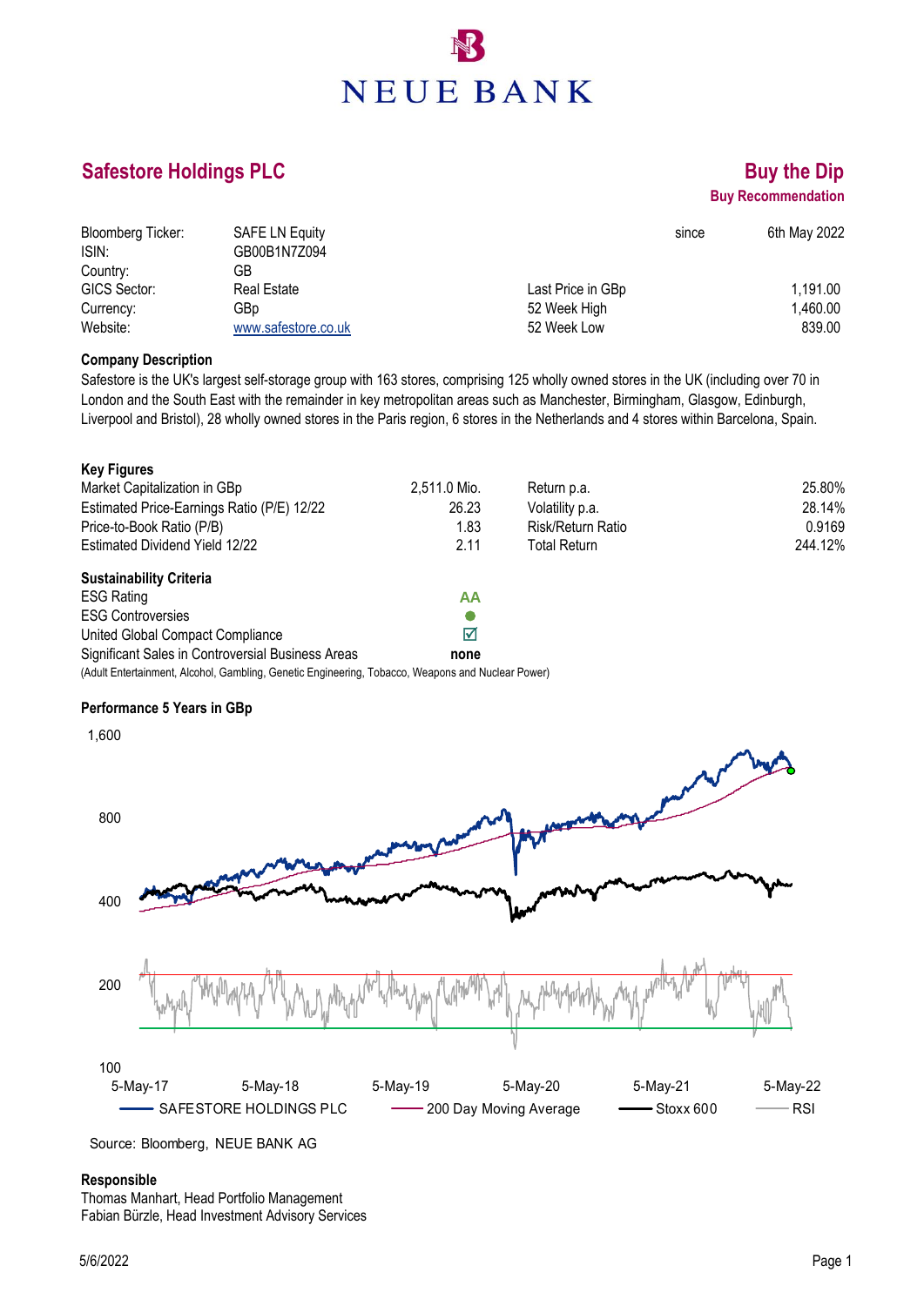NEUE BANK

# Safestore Holdings PLC

## Buy the Dip

**Buy Recommendation**

| | | | |
|---|---|---|---|
| Bloomberg Ticker: | SAFE LN Equity | since | 6th May 2022 |
| ISIN: | GB00B1N7Z094 | | |
| Country: | GB | | |
| GICS Sector: | Real Estate | Last Price in GBp | 1,191.00 |
| Currency: | GBp | 52 Week High | 1,460.00 |
| Website: | www.safestore.co.uk | 52 Week Low | 839.00 |

**Company Description**

Safestore is the UK's largest self-storage group with 163 stores, comprising 125 wholly owned stores in the UK (including over 70 in London and the South East with the remainder in key metropolitan areas such as Manchester, Birmingham, Glasgow, Edinburgh, Liverpool and Bristol), 28 wholly owned stores in the Paris region, 6 stores in the Netherlands and 4 stores within Barcelona, Spain.

**Key Figures**

| | | | |
|---|---|---|---|
| Market Capitalization in GBp | 2,511.0 Mio. | Return p.a. | 25.80% |
| Estimated Price-Earnings Ratio (P/E) 12/22 | 26.23 | Volatility p.a. | 28.14% |
| Price-to-Book Ratio (P/B) | 1.83 | Risk/Return Ratio | 0.9169 |
| Estimated Dividend Yield 12/22 | 2.11 | Total Return | 244.12% |

**Sustainability Criteria**

| | |
|---|---|
| ESG Rating | AA |
| ESG Controversies | ● |
| United Global Compact Compliance | ☑ |
| Significant Sales in Controversial Business Areas | none |

(Adult Entertainment, Alcohol, Gambling, Genetic Engineering, Tobacco, Weapons and Nuclear Power)

**Performance 5 Years in GBp**

Source: Bloomberg, NEUE BANK AG

**Responsible**

Thomas Manhart, Head Portfolio Management
Fabian Bürzle, Head Investment Advisory Services

5/6/2022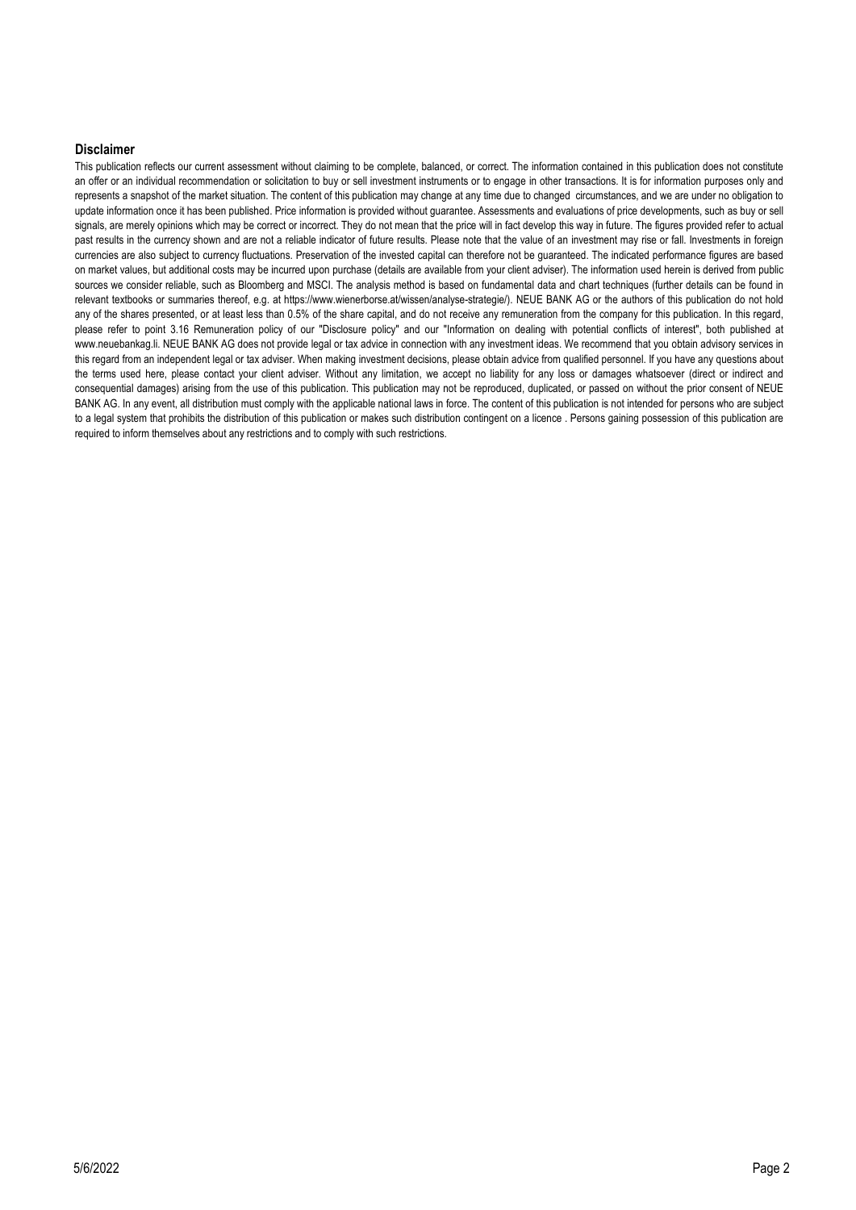**Disclaimer**

This publication reflects our current assessment without claiming to be complete, balanced, or correct. The information contained in this publication does not constitute an offer or an individual recommendation or solicitation to buy or sell investment instruments or to engage in other transactions. It is for information purposes only and represents a snapshot of the market situation. The content of this publication may change at any time due to changed circumstances, and we are under no obligation to update information once it has been published. Price information is provided without guarantee. Assessments and evaluations of price developments, such as buy or sell signals, are merely opinions which may be correct or incorrect. They do not mean that the price will in fact develop this way in future. The figures provided refer to actual past results in the currency shown and are not a reliable indicator of future results. Please note that the value of an investment may rise or fall. Investments in foreign currencies are also subject to currency fluctuations. Preservation of the invested capital can therefore not be guaranteed. The indicated performance figures are based on market values, but additional costs may be incurred upon purchase (details are available from your client adviser). The information used herein is derived from public sources we consider reliable, such as Bloomberg and MSCI. The analysis method is based on fundamental data and chart techniques (further details can be found in relevant textbooks or summaries thereof, e.g. at https://www.wienerborse.at/wissen/analyse-strategie/). NEUE BANK AG or the authors of this publication do not hold any of the shares presented, or at least less than 0.5% of the share capital, and do not receive any remuneration from the company for this publication. In this regard, please refer to point 3.16 Remuneration policy of our "Disclosure policy" and our "Information on dealing with potential conflicts of interest", both published at www.neuebankag.li. NEUE BANK AG does not provide legal or tax advice in connection with any investment ideas. We recommend that you obtain advisory services in this regard from an independent legal or tax adviser. When making investment decisions, please obtain advice from qualified personnel. If you have any questions about the terms used here, please contact your client adviser. Without any limitation, we accept no liability for any loss or damages whatsoever (direct or indirect and consequential damages) arising from the use of this publication. This publication may not be reproduced, duplicated, or passed on without the prior consent of NEUE BANK AG. In any event, all distribution must comply with the applicable national laws in force. The content of this publication is not intended for persons who are subject to a legal system that prohibits the distribution of this publication or makes such distribution contingent on a licence . Persons gaining possession of this publication are required to inform themselves about any restrictions and to comply with such restrictions.

5/6/2022